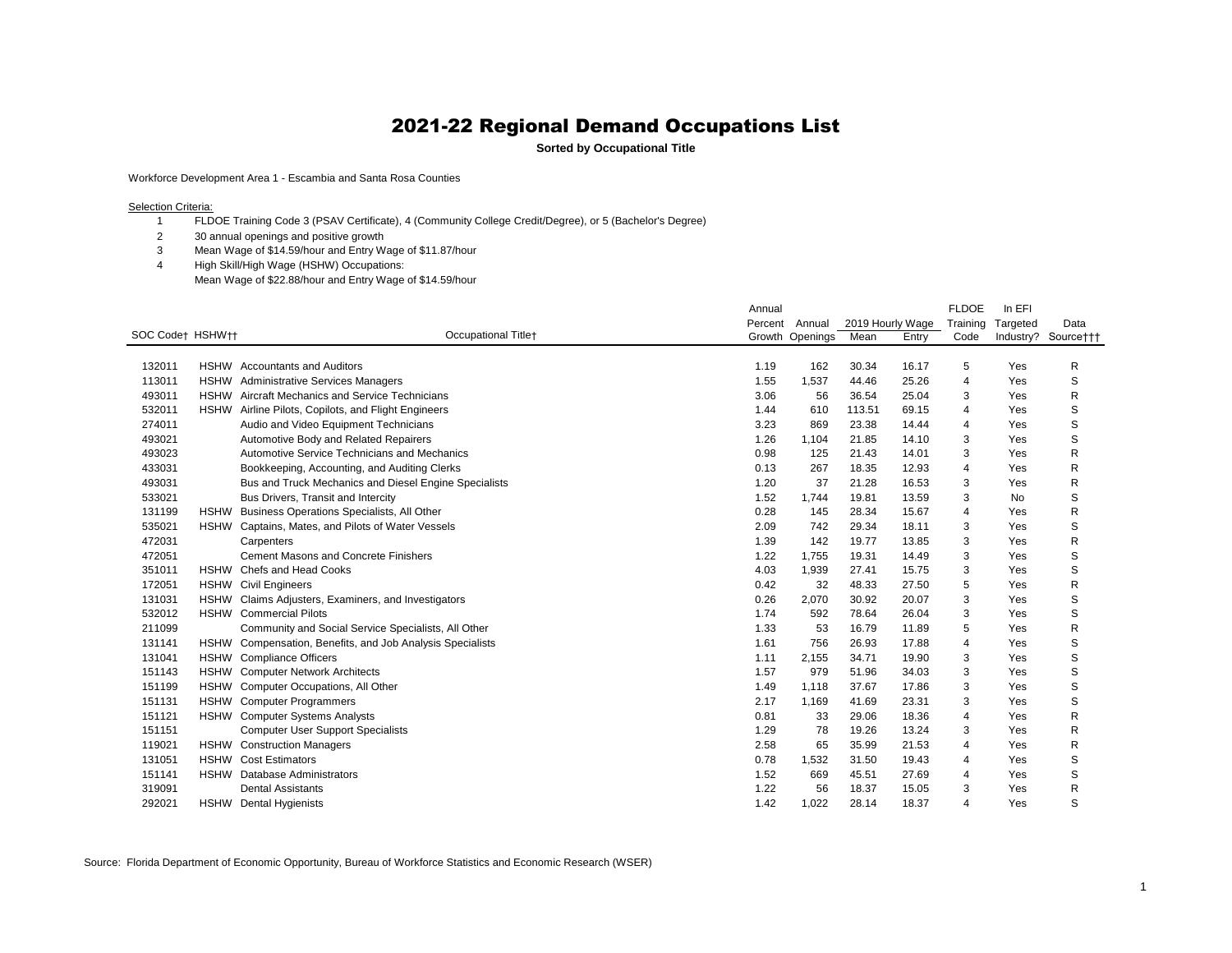# 2021-22 Regional Demand Occupations List

**Sorted by Occupational Title**

Workforce Development Area 1 - Escambia and Santa Rosa Counties

Selection Criteria:

1. FLDOE Training Code 3 (PSAV Certificate), 4 (Community College Credit/Degree), or 5 (Bachelor's Degree)
2. 30 annual openings and positive growth
3. Mean Wage of $14.59/hour and Entry Wage of $11.87/hour
4. High Skill/High Wage (HSHW) Occupations:
   Mean Wage of $22.88/hour and Entry Wage of $14.59/hour

| SOC Code† | HSHW†† | Occupational Title† | Annual Percent Growth | Annual Openings | 2019 Hourly Wage Mean | 2019 Hourly Wage Entry | FLDOE Training Code | In EFI Targeted Industry? | Data Source††† |
|---|---|---|---|---|---|---|---|---|---|
| 132011 | HSHW | Accountants and Auditors | 1.19 | 162 | 30.34 | 16.17 | 5 | Yes | R |
| 113011 | HSHW | Administrative Services Managers | 1.55 | 1,537 | 44.46 | 25.26 | 4 | Yes | S |
| 493011 | HSHW | Aircraft Mechanics and Service Technicians | 3.06 | 56 | 36.54 | 25.04 | 3 | Yes | R |
| 532011 | HSHW | Airline Pilots, Copilots, and Flight Engineers | 1.44 | 610 | 113.51 | 69.15 | 4 | Yes | S |
| 274011 | | Audio and Video Equipment Technicians | 3.23 | 869 | 23.38 | 14.44 | 4 | Yes | S |
| 493021 | | Automotive Body and Related Repairers | 1.26 | 1,104 | 21.85 | 14.10 | 3 | Yes | S |
| 493023 | | Automotive Service Technicians and Mechanics | 0.98 | 125 | 21.43 | 14.01 | 3 | Yes | R |
| 433031 | | Bookkeeping, Accounting, and Auditing Clerks | 0.13 | 267 | 18.35 | 12.93 | 4 | Yes | R |
| 493031 | | Bus and Truck Mechanics and Diesel Engine Specialists | 1.20 | 37 | 21.28 | 16.53 | 3 | Yes | R |
| 533021 | | Bus Drivers, Transit and Intercity | 1.52 | 1,744 | 19.81 | 13.59 | 3 | No | S |
| 131199 | HSHW | Business Operations Specialists, All Other | 0.28 | 145 | 28.34 | 15.67 | 4 | Yes | R |
| 535021 | HSHW | Captains, Mates, and Pilots of Water Vessels | 2.09 | 742 | 29.34 | 18.11 | 3 | Yes | S |
| 472031 | | Carpenters | 1.39 | 142 | 19.77 | 13.85 | 3 | Yes | R |
| 472051 | | Cement Masons and Concrete Finishers | 1.22 | 1,755 | 19.31 | 14.49 | 3 | Yes | S |
| 351011 | HSHW | Chefs and Head Cooks | 4.03 | 1,939 | 27.41 | 15.75 | 3 | Yes | S |
| 172051 | HSHW | Civil Engineers | 0.42 | 32 | 48.33 | 27.50 | 5 | Yes | R |
| 131031 | HSHW | Claims Adjusters, Examiners, and Investigators | 0.26 | 2,070 | 30.92 | 20.07 | 3 | Yes | S |
| 532012 | HSHW | Commercial Pilots | 1.74 | 592 | 78.64 | 26.04 | 3 | Yes | S |
| 211099 | | Community and Social Service Specialists, All Other | 1.33 | 53 | 16.79 | 11.89 | 5 | Yes | R |
| 131141 | HSHW | Compensation, Benefits, and Job Analysis Specialists | 1.61 | 756 | 26.93 | 17.88 | 4 | Yes | S |
| 131041 | HSHW | Compliance Officers | 1.11 | 2,155 | 34.71 | 19.90 | 3 | Yes | S |
| 151143 | HSHW | Computer Network Architects | 1.57 | 979 | 51.96 | 34.03 | 3 | Yes | S |
| 151199 | HSHW | Computer Occupations, All Other | 1.49 | 1,118 | 37.67 | 17.86 | 3 | Yes | S |
| 151131 | HSHW | Computer Programmers | 2.17 | 1,169 | 41.69 | 23.31 | 3 | Yes | S |
| 151121 | HSHW | Computer Systems Analysts | 0.81 | 33 | 29.06 | 18.36 | 4 | Yes | R |
| 151151 | | Computer User Support Specialists | 1.29 | 78 | 19.26 | 13.24 | 3 | Yes | R |
| 119021 | HSHW | Construction Managers | 2.58 | 65 | 35.99 | 21.53 | 4 | Yes | R |
| 131051 | HSHW | Cost Estimators | 0.78 | 1,532 | 31.50 | 19.43 | 4 | Yes | S |
| 151141 | HSHW | Database Administrators | 1.52 | 669 | 45.51 | 27.69 | 4 | Yes | S |
| 319091 | | Dental Assistants | 1.22 | 56 | 18.37 | 15.05 | 3 | Yes | R |
| 292021 | HSHW | Dental Hygienists | 1.42 | 1,022 | 28.14 | 18.37 | 4 | Yes | S |

Source: Florida Department of Economic Opportunity, Bureau of Workforce Statistics and Economic Research (WSER)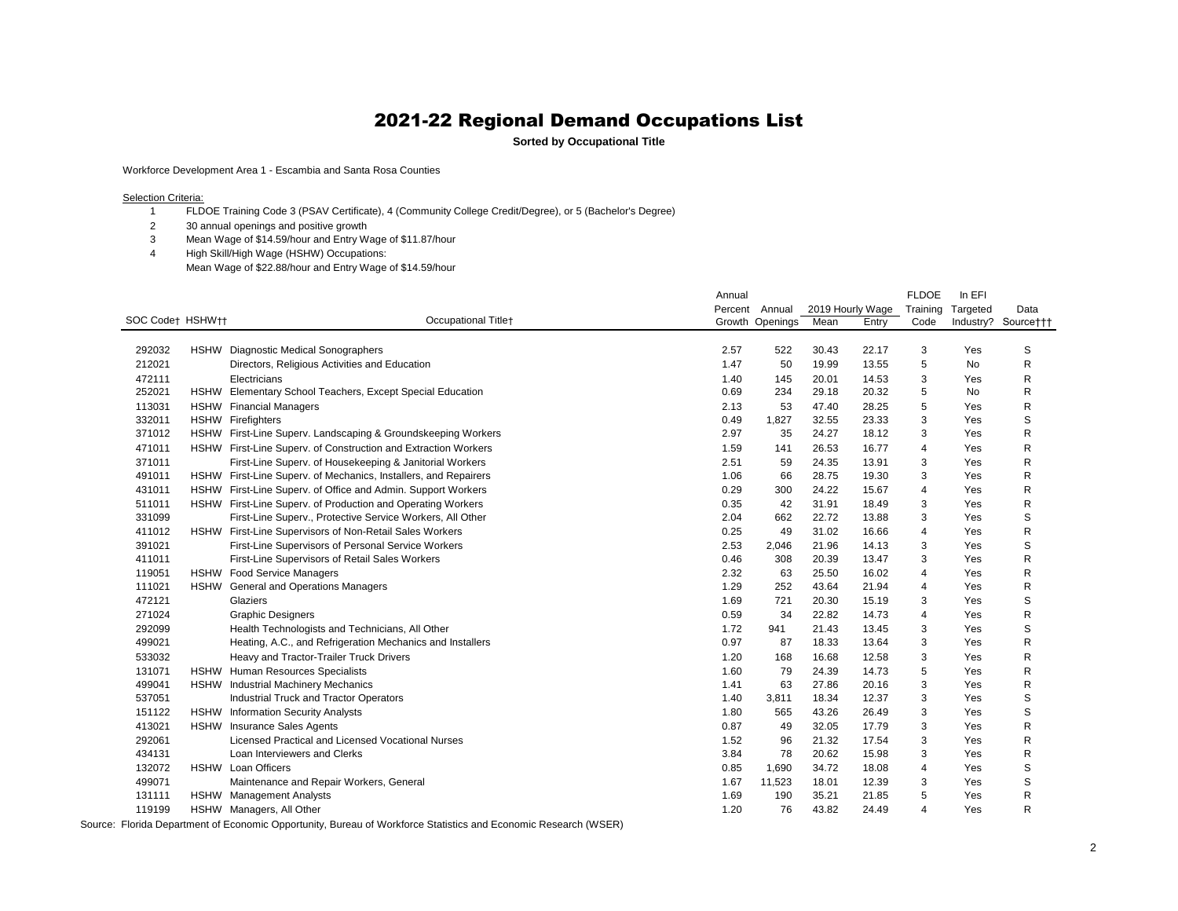# 2021-22 Regional Demand Occupations List

**Sorted by Occupational Title**

Workforce Development Area 1 - Escambia and Santa Rosa Counties

Selection Criteria:

1. FLDOE Training Code 3 (PSAV Certificate), 4 (Community College Credit/Degree), or 5 (Bachelor's Degree)
2. 30 annual openings and positive growth
3. Mean Wage of $14.59/hour and Entry Wage of $11.87/hour
4. High Skill/High Wage (HSHW) Occupations:
   Mean Wage of $22.88/hour and Entry Wage of $14.59/hour

| SOC Code† | HSHW†† | Occupational Title† | Annual Percent Growth | Annual Openings | 2019 Hourly Wage Mean | 2019 Hourly Wage Entry | FLDOE Training Code | In EFI Targeted Industry? | Data Source††† |
|---|---|---|---|---|---|---|---|---|---|
| 292032 | HSHW | Diagnostic Medical Sonographers | 2.57 | 522 | 30.43 | 22.17 | 3 | Yes | S |
| 212021 | | Directors, Religious Activities and Education | 1.47 | 50 | 19.99 | 13.55 | 5 | No | R |
| 472111 | | Electricians | 1.40 | 145 | 20.01 | 14.53 | 3 | Yes | R |
| 252021 | HSHW | Elementary School Teachers, Except Special Education | 0.69 | 234 | 29.18 | 20.32 | 5 | No | R |
| 113031 | HSHW | Financial Managers | 2.13 | 53 | 47.40 | 28.25 | 5 | Yes | R |
| 332011 | HSHW | Firefighters | 0.49 | 1,827 | 32.55 | 23.33 | 3 | Yes | S |
| 371012 | HSHW | First-Line Superv. Landscaping & Groundskeeping Workers | 2.97 | 35 | 24.27 | 18.12 | 3 | Yes | R |
| 471011 | HSHW | First-Line Superv. of Construction and Extraction Workers | 1.59 | 141 | 26.53 | 16.77 | 4 | Yes | R |
| 371011 | | First-Line Superv. of Housekeeping & Janitorial Workers | 2.51 | 59 | 24.35 | 13.91 | 3 | Yes | R |
| 491011 | HSHW | First-Line Superv. of Mechanics, Installers, and Repairers | 1.06 | 66 | 28.75 | 19.30 | 3 | Yes | R |
| 431011 | HSHW | First-Line Superv. of Office and Admin. Support Workers | 0.29 | 300 | 24.22 | 15.67 | 4 | Yes | R |
| 511011 | HSHW | First-Line Superv. of Production and Operating Workers | 0.35 | 42 | 31.91 | 18.49 | 3 | Yes | R |
| 331099 | | First-Line Superv., Protective Service Workers, All Other | 2.04 | 662 | 22.72 | 13.88 | 3 | Yes | S |
| 411012 | HSHW | First-Line Supervisors of Non-Retail Sales Workers | 0.25 | 49 | 31.02 | 16.66 | 4 | Yes | R |
| 391021 | | First-Line Supervisors of Personal Service Workers | 2.53 | 2,046 | 21.96 | 14.13 | 3 | Yes | S |
| 411011 | | First-Line Supervisors of Retail Sales Workers | 0.46 | 308 | 20.39 | 13.47 | 3 | Yes | R |
| 119051 | HSHW | Food Service Managers | 2.32 | 63 | 25.50 | 16.02 | 4 | Yes | R |
| 111021 | HSHW | General and Operations Managers | 1.29 | 252 | 43.64 | 21.94 | 4 | Yes | R |
| 472121 | | Glaziers | 1.69 | 721 | 20.30 | 15.19 | 3 | Yes | S |
| 271024 | | Graphic Designers | 0.59 | 34 | 22.82 | 14.73 | 4 | Yes | R |
| 292099 | | Health Technologists and Technicians, All Other | 1.72 | 941 | 21.43 | 13.45 | 3 | Yes | S |
| 499021 | | Heating, A.C., and Refrigeration Mechanics and Installers | 0.97 | 87 | 18.33 | 13.64 | 3 | Yes | R |
| 533032 | | Heavy and Tractor-Trailer Truck Drivers | 1.20 | 168 | 16.68 | 12.58 | 3 | Yes | R |
| 131071 | HSHW | Human Resources Specialists | 1.60 | 79 | 24.39 | 14.73 | 5 | Yes | R |
| 499041 | HSHW | Industrial Machinery Mechanics | 1.41 | 63 | 27.86 | 20.16 | 3 | Yes | R |
| 537051 | | Industrial Truck and Tractor Operators | 1.40 | 3,811 | 18.34 | 12.37 | 3 | Yes | S |
| 151122 | HSHW | Information Security Analysts | 1.80 | 565 | 43.26 | 26.49 | 3 | Yes | S |
| 413021 | HSHW | Insurance Sales Agents | 0.87 | 49 | 32.05 | 17.79 | 3 | Yes | R |
| 292061 | | Licensed Practical and Licensed Vocational Nurses | 1.52 | 96 | 21.32 | 17.54 | 3 | Yes | R |
| 434131 | | Loan Interviewers and Clerks | 3.84 | 78 | 20.62 | 15.98 | 3 | Yes | R |
| 132072 | HSHW | Loan Officers | 0.85 | 1,690 | 34.72 | 18.08 | 4 | Yes | S |
| 499071 | | Maintenance and Repair Workers, General | 1.67 | 11,523 | 18.01 | 12.39 | 3 | Yes | S |
| 131111 | HSHW | Management Analysts | 1.69 | 190 | 35.21 | 21.85 | 5 | Yes | R |
| 119199 | HSHW | Managers, All Other | 1.20 | 76 | 43.82 | 24.49 | 4 | Yes | R |

Source: Florida Department of Economic Opportunity, Bureau of Workforce Statistics and Economic Research (WSER)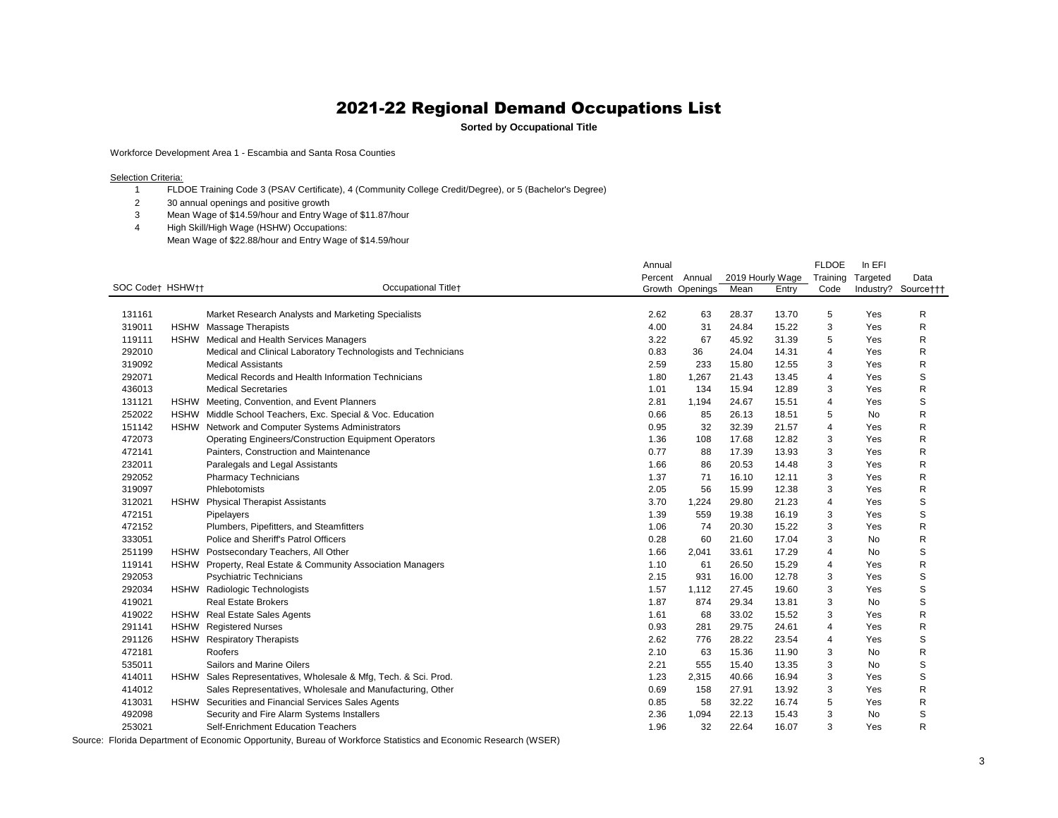# 2021-22 Regional Demand Occupations List

**Sorted by Occupational Title**

Workforce Development Area 1 - Escambia and Santa Rosa Counties

Selection Criteria:

1. FLDOE Training Code 3 (PSAV Certificate), 4 (Community College Credit/Degree), or 5 (Bachelor's Degree)
2. 30 annual openings and positive growth
3. Mean Wage of $14.59/hour and Entry Wage of $11.87/hour
4. High Skill/High Wage (HSHW) Occupations:
   Mean Wage of $22.88/hour and Entry Wage of $14.59/hour

| SOC Code† | HSHW†† | Occupational Title† | Annual Percent Growth | Annual Openings | 2019 Hourly Wage Mean | 2019 Hourly Wage Entry | FLDOE Training Code | In EFI Targeted Industry? | Data Source††† |
|---|---|---|---|---|---|---|---|---|---|
| 131161 | | Market Research Analysts and Marketing Specialists | 2.62 | 63 | 28.37 | 13.70 | 5 | Yes | R |
| 319011 | HSHW | Massage Therapists | 4.00 | 31 | 24.84 | 15.22 | 3 | Yes | R |
| 119111 | HSHW | Medical and Health Services Managers | 3.22 | 67 | 45.92 | 31.39 | 5 | Yes | R |
| 292010 | | Medical and Clinical Laboratory Technologists and Technicians | 0.83 | 36 | 24.04 | 14.31 | 4 | Yes | R |
| 319092 | | Medical Assistants | 2.59 | 233 | 15.80 | 12.55 | 3 | Yes | R |
| 292071 | | Medical Records and Health Information Technicians | 1.80 | 1,267 | 21.43 | 13.45 | 4 | Yes | S |
| 436013 | | Medical Secretaries | 1.01 | 134 | 15.94 | 12.89 | 3 | Yes | R |
| 131121 | HSHW | Meeting, Convention, and Event Planners | 2.81 | 1,194 | 24.67 | 15.51 | 4 | Yes | S |
| 252022 | HSHW | Middle School Teachers, Exc. Special & Voc. Education | 0.66 | 85 | 26.13 | 18.51 | 5 | No | R |
| 151142 | HSHW | Network and Computer Systems Administrators | 0.95 | 32 | 32.39 | 21.57 | 4 | Yes | R |
| 472073 | | Operating Engineers/Construction Equipment Operators | 1.36 | 108 | 17.68 | 12.82 | 3 | Yes | R |
| 472141 | | Painters, Construction and Maintenance | 0.77 | 88 | 17.39 | 13.93 | 3 | Yes | R |
| 232011 | | Paralegals and Legal Assistants | 1.66 | 86 | 20.53 | 14.48 | 3 | Yes | R |
| 292052 | | Pharmacy Technicians | 1.37 | 71 | 16.10 | 12.11 | 3 | Yes | R |
| 319097 | | Phlebotomists | 2.05 | 56 | 15.99 | 12.38 | 3 | Yes | R |
| 312021 | HSHW | Physical Therapist Assistants | 3.70 | 1,224 | 29.80 | 21.23 | 4 | Yes | S |
| 472151 | | Pipelayers | 1.39 | 559 | 19.38 | 16.19 | 3 | Yes | S |
| 472152 | | Plumbers, Pipefitters, and Steamfitters | 1.06 | 74 | 20.30 | 15.22 | 3 | Yes | R |
| 333051 | | Police and Sheriff's Patrol Officers | 0.28 | 60 | 21.60 | 17.04 | 3 | No | R |
| 251199 | HSHW | Postsecondary Teachers, All Other | 1.66 | 2,041 | 33.61 | 17.29 | 4 | No | S |
| 119141 | HSHW | Property, Real Estate & Community Association Managers | 1.10 | 61 | 26.50 | 15.29 | 4 | Yes | R |
| 292053 | | Psychiatric Technicians | 2.15 | 931 | 16.00 | 12.78 | 3 | Yes | S |
| 292034 | HSHW | Radiologic Technologists | 1.57 | 1,112 | 27.45 | 19.60 | 3 | Yes | S |
| 419021 | | Real Estate Brokers | 1.87 | 874 | 29.34 | 13.81 | 3 | No | S |
| 419022 | HSHW | Real Estate Sales Agents | 1.61 | 68 | 33.02 | 15.52 | 3 | Yes | R |
| 291141 | HSHW | Registered Nurses | 0.93 | 281 | 29.75 | 24.61 | 4 | Yes | R |
| 291126 | HSHW | Respiratory Therapists | 2.62 | 776 | 28.22 | 23.54 | 4 | Yes | S |
| 472181 | | Roofers | 2.10 | 63 | 15.36 | 11.90 | 3 | No | R |
| 535011 | | Sailors and Marine Oilers | 2.21 | 555 | 15.40 | 13.35 | 3 | No | S |
| 414011 | HSHW | Sales Representatives, Wholesale & Mfg, Tech. & Sci. Prod. | 1.23 | 2,315 | 40.66 | 16.94 | 3 | Yes | S |
| 414012 | | Sales Representatives, Wholesale and Manufacturing, Other | 0.69 | 158 | 27.91 | 13.92 | 3 | Yes | R |
| 413031 | HSHW | Securities and Financial Services Sales Agents | 0.85 | 58 | 32.22 | 16.74 | 5 | Yes | R |
| 492098 | | Security and Fire Alarm Systems Installers | 2.36 | 1,094 | 22.13 | 15.43 | 3 | No | S |
| 253021 | | Self-Enrichment Education Teachers | 1.96 | 32 | 22.64 | 16.07 | 3 | Yes | R |

Source: Florida Department of Economic Opportunity, Bureau of Workforce Statistics and Economic Research (WSER)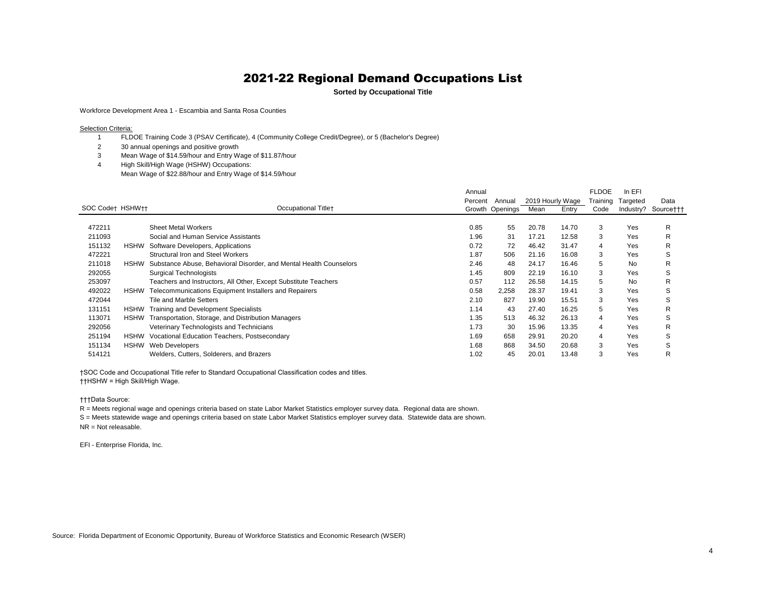# 2021-22 Regional Demand Occupations List

**Sorted by Occupational Title**

Workforce Development Area 1 - Escambia and Santa Rosa Counties

Selection Criteria:

1. FLDOE Training Code 3 (PSAV Certificate), 4 (Community College Credit/Degree), or 5 (Bachelor's Degree)
2. 30 annual openings and positive growth
3. Mean Wage of $14.59/hour and Entry Wage of $11.87/hour
4. High Skill/High Wage (HSHW) Occupations:
   Mean Wage of $22.88/hour and Entry Wage of $14.59/hour

| SOC Code† | HSHW†† | Occupational Title† | Annual Percent Growth | Annual Openings | 2019 Hourly Wage | | FLDOE Training Code | In EFI Targeted Industry? | Data Source††† |
|---|---|---|---|---|---|---|---|---|---|
| | | | | | Mean | Entry | | | |
| 472211 | | Sheet Metal Workers | 0.85 | 55 | 20.78 | 14.70 | 3 | Yes | R |
| 211093 | | Social and Human Service Assistants | 1.96 | 31 | 17.21 | 12.58 | 3 | Yes | R |
| 151132 | HSHW | Software Developers, Applications | 0.72 | 72 | 46.42 | 31.47 | 4 | Yes | R |
| 472221 | | Structural Iron and Steel Workers | 1.87 | 506 | 21.16 | 16.08 | 3 | Yes | S |
| 211018 | HSHW | Substance Abuse, Behavioral Disorder, and Mental Health Counselors | 2.46 | 48 | 24.17 | 16.46 | 5 | No | R |
| 292055 | | Surgical Technologists | 1.45 | 809 | 22.19 | 16.10 | 3 | Yes | S |
| 253097 | | Teachers and Instructors, All Other, Except Substitute Teachers | 0.57 | 112 | 26.58 | 14.15 | 5 | No | R |
| 492022 | HSHW | Telecommunications Equipment Installers and Repairers | 0.58 | 2,258 | 28.37 | 19.41 | 3 | Yes | S |
| 472044 | | Tile and Marble Setters | 2.10 | 827 | 19.90 | 15.51 | 3 | Yes | S |
| 131151 | HSHW | Training and Development Specialists | 1.14 | 43 | 27.40 | 16.25 | 5 | Yes | R |
| 113071 | HSHW | Transportation, Storage, and Distribution Managers | 1.35 | 513 | 46.32 | 26.13 | 4 | Yes | S |
| 292056 | | Veterinary Technologists and Technicians | 1.73 | 30 | 15.96 | 13.35 | 4 | Yes | R |
| 251194 | HSHW | Vocational Education Teachers, Postsecondary | 1.69 | 658 | 29.91 | 20.20 | 4 | Yes | S |
| 151134 | HSHW | Web Developers | 1.68 | 868 | 34.50 | 20.68 | 3 | Yes | S |
| 514121 | | Welders, Cutters, Solderers, and Brazers | 1.02 | 45 | 20.01 | 13.48 | 3 | Yes | R |

†SOC Code and Occupational Title refer to Standard Occupational Classification codes and titles.
††HSHW = High Skill/High Wage.

†††Data Source:
R = Meets regional wage and openings criteria based on state Labor Market Statistics employer survey data. Regional data are shown.
S = Meets statewide wage and openings criteria based on state Labor Market Statistics employer survey data. Statewide data are shown.
NR = Not releasable.

EFI - Enterprise Florida, Inc.

Source: Florida Department of Economic Opportunity, Bureau of Workforce Statistics and Economic Research (WSER)